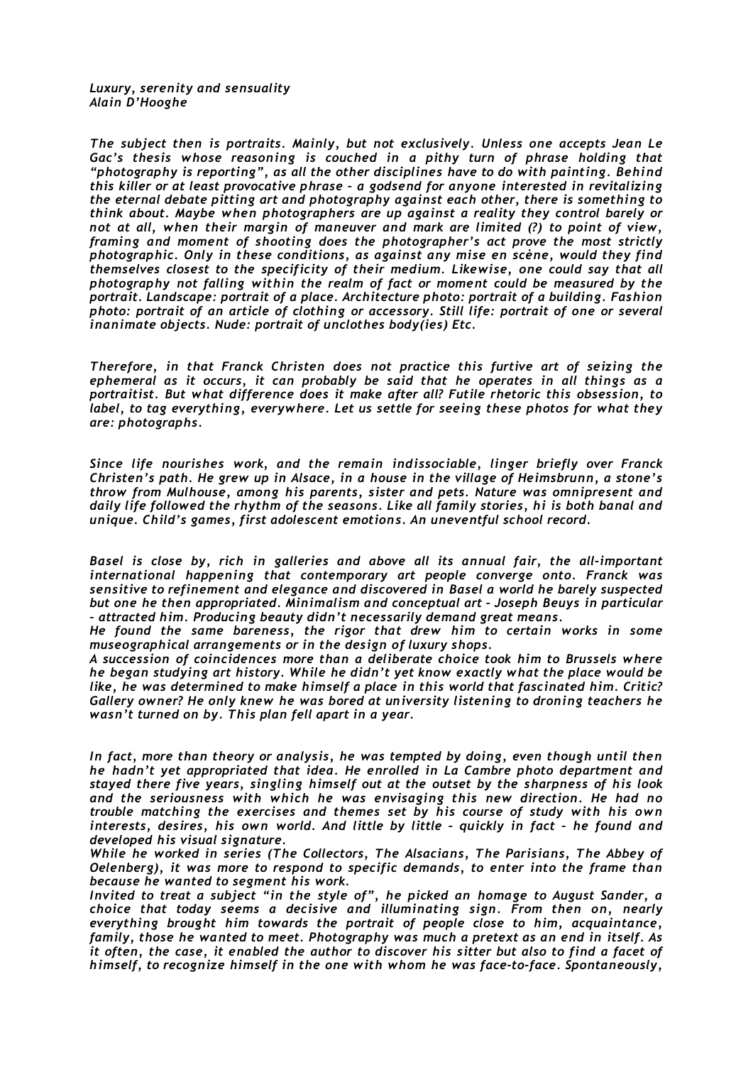*Luxury, serenity and sensuality*
*Alain D'Hooghe*

*The subject then is portraits. Mainly, but not exclusively. Unless one accepts Jean Le Gac's thesis whose reasoning is couched in a pithy turn of phrase holding that "photography is reporting", as all the other disciplines have to do with painting. Behind this killer or at least provocative phrase – a godsend for anyone interested in revitalizing the eternal debate pitting art and photography against each other, there is something to think about. Maybe when photographers are up against a reality they control barely or not at all, when their margin of maneuver and mark are limited (?) to point of view, framing and moment of shooting does the photographer's act prove the most strictly photographic. Only in these conditions, as against any mise en scène, would they find themselves closest to the specificity of their medium. Likewise, one could say that all photography not falling within the realm of fact or moment could be measured by the portrait. Landscape: portrait of a place. Architecture photo: portrait of a building. Fashion photo: portrait of an article of clothing or accessory. Still life: portrait of one or several inanimate objects. Nude: portrait of unclothes body(ies) Etc.*

*Therefore, in that Franck Christen does not practice this furtive art of seizing the ephemeral as it occurs, it can probably be said that he operates in all things as a portraitist. But what difference does it make after all? Futile rhetoric this obsession, to label, to tag everything, everywhere. Let us settle for seeing these photos for what they are: photographs.*

*Since life nourishes work, and the remain indissociable, linger briefly over Franck Christen's path. He grew up in Alsace, in a house in the village of Heimsbrunn, a stone's throw from Mulhouse, among his parents, sister and pets. Nature was omnipresent and daily life followed the rhythm of the seasons. Like all family stories, hi is both banal and unique. Child's games, first adolescent emotions. An uneventful school record.*

*Basel is close by, rich in galleries and above all its annual fair, the all-important international happening that contemporary art people converge onto. Franck was sensitive to refinement and elegance and discovered in Basel a world he barely suspected but one he then appropriated. Minimalism and conceptual art – Joseph Beuys in particular – attracted him. Producing beauty didn't necessarily demand great means.*
*He found the same bareness, the rigor that drew him to certain works in some museographical arrangements or in the design of luxury shops.*
*A succession of coincidences more than a deliberate choice took him to Brussels where he began studying art history. While he didn't yet know exactly what the place would be like, he was determined to make himself a place in this world that fascinated him. Critic? Gallery owner? He only knew he was bored at university listening to droning teachers he wasn't turned on by. This plan fell apart in a year.*

*In fact, more than theory or analysis, he was tempted by doing, even though until then he hadn't yet appropriated that idea. He enrolled in La Cambre photo department and stayed there five years, singling himself out at the outset by the sharpness of his look and the seriousness with which he was envisaging this new direction. He had no trouble matching the exercises and themes set by his course of study with his own interests, desires, his own world. And little by little – quickly in fact – he found and developed his visual signature.*
*While he worked in series (The Collectors, The Alsacians, The Parisians, The Abbey of Oelenberg), it was more to respond to specific demands, to enter into the frame than because he wanted to segment his work.*
*Invited to treat a subject "in the style of", he picked an homage to August Sander, a choice that today seems a decisive and illuminating sign. From then on, nearly everything brought him towards the portrait of people close to him, acquaintance, family, those he wanted to meet. Photography was much a pretext as an end in itself. As it often, the case, it enabled the author to discover his sitter but also to find a facet of himself, to recognize himself in the one with whom he was face-to-face. Spontaneously,*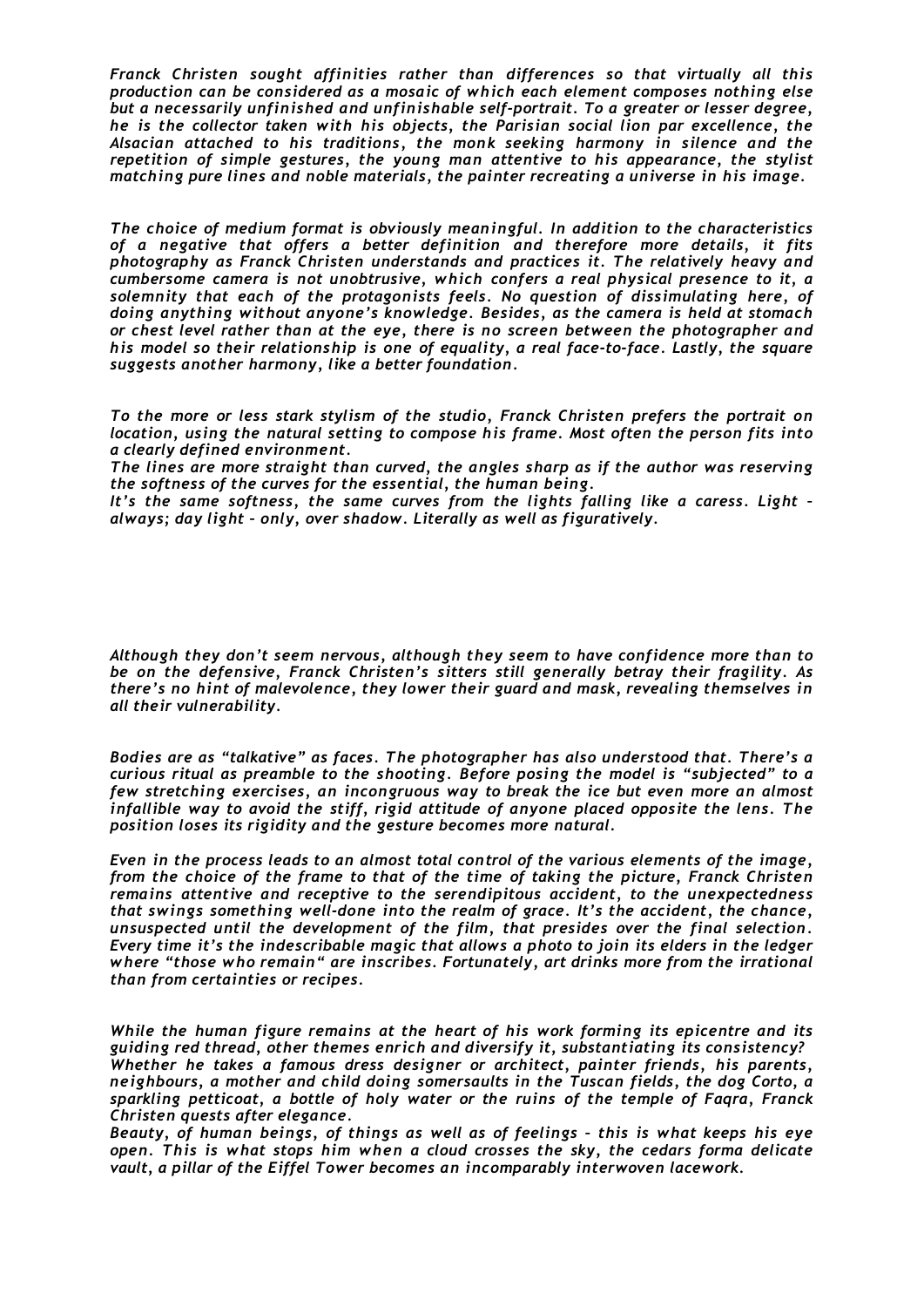*Franck Christen sought affinities rather than differences so that virtually all this production can be considered as a mosaic of which each element composes nothing else but a necessarily unfinished and unfinishable self-portrait. To a greater or lesser degree, he is the collector taken with his objects, the Parisian social lion par excellence, the Alsacian attached to his traditions, the monk seeking harmony in silence and the repetition of simple gestures, the young man attentive to his appearance, the stylist matching pure lines and noble materials, the painter recreating a universe in his image.*

*The choice of medium format is obviously meaningful. In addition to the characteristics of a negative that offers a better definition and therefore more details, it fits photography as Franck Christen understands and practices it. The relatively heavy and cumbersome camera is not unobtrusive, which confers a real physical presence to it, a solemnity that each of the protagonists feels. No question of dissimulating here, of doing anything without anyone's knowledge. Besides, as the camera is held at stomach or chest level rather than at the eye, there is no screen between the photographer and his model so their relationship is one of equality, a real face-to-face. Lastly, the square suggests another harmony, like a better foundation.*

*To the more or less stark stylism of the studio, Franck Christen prefers the portrait on location, using the natural setting to compose his frame. Most often the person fits into a clearly defined environment.*
*The lines are more straight than curved, the angles sharp as if the author was reserving the softness of the curves for the essential, the human being.*
*It's the same softness, the same curves from the lights falling like a caress. Light – always; day light – only, over shadow. Literally as well as figuratively.*

*Although they don't seem nervous, although they seem to have confidence more than to be on the defensive, Franck Christen's sitters still generally betray their fragility. As there's no hint of malevolence, they lower their guard and mask, revealing themselves in all their vulnerability.*

*Bodies are as "talkative" as faces. The photographer has also understood that. There's a curious ritual as preamble to the shooting. Before posing the model is "subjected" to a few stretching exercises, an incongruous way to break the ice but even more an almost infallible way to avoid the stiff, rigid attitude of anyone placed opposite the lens. The position loses its rigidity and the gesture becomes more natural.*

*Even in the process leads to an almost total control of the various elements of the image, from the choice of the frame to that of the time of taking the picture, Franck Christen remains attentive and receptive to the serendipitous accident, to the unexpectedness that swings something well-done into the realm of grace. It's the accident, the chance, unsuspected until the development of the film, that presides over the final selection. Every time it's the indescribable magic that allows a photo to join its elders in the ledger where "those who remain" are inscribes. Fortunately, art drinks more from the irrational than from certainties or recipes.*

*While the human figure remains at the heart of his work forming its epicentre and its guiding red thread, other themes enrich and diversify it, substantiating its consistency?*
*Whether he takes a famous dress designer or architect, painter friends, his parents, neighbours, a mother and child doing somersaults in the Tuscan fields, the dog Corto, a sparkling petticoat, a bottle of holy water or the ruins of the temple of Faqra, Franck Christen quests after elegance.*
*Beauty, of human beings, of things as well as of feelings – this is what keeps his eye open. This is what stops him when a cloud crosses the sky, the cedars forma delicate vault, a pillar of the Eiffel Tower becomes an incomparably interwoven lacework.*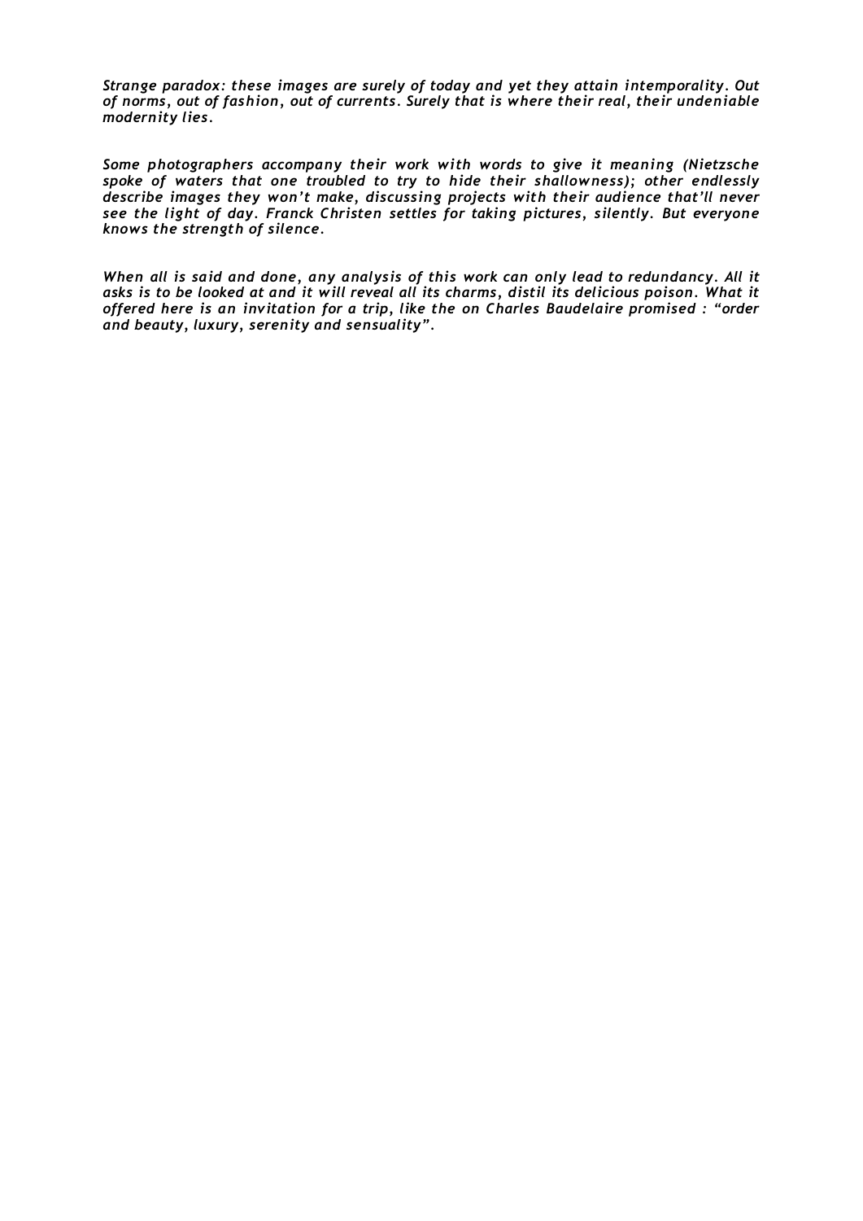*Strange paradox: these images are surely of today and yet they attain intemporality. Out of norms, out of fashion, out of currents. Surely that is where their real, their undeniable modernity lies.*

*Some photographers accompany their work with words to give it meaning (Nietzsche spoke of waters that one troubled to try to hide their shallowness); other endlessly describe images they won't make, discussing projects with their audience that'll never see the light of day. Franck Christen settles for taking pictures, silently. But everyone knows the strength of silence.*

*When all is said and done, any analysis of this work can only lead to redundancy. All it asks is to be looked at and it will reveal all its charms, distil its delicious poison. What it offered here is an invitation for a trip, like the on Charles Baudelaire promised : "order and beauty, luxury, serenity and sensuality".*